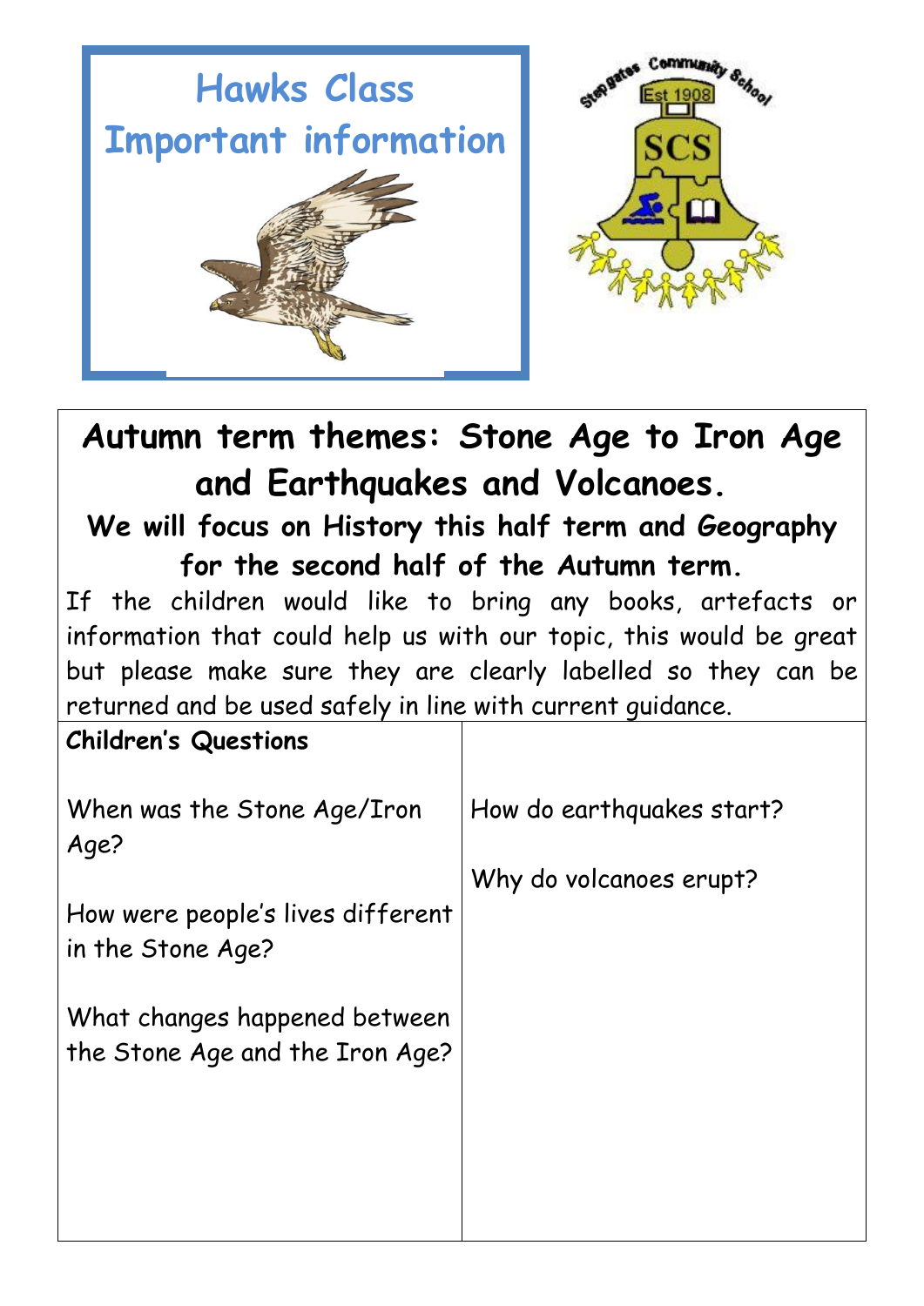# Hawks Class
# Important information

Stepgates Community School
Est 1908
SCS

## Autumn term themes: Stone Age to Iron Age and Earthquakes and Volcanoes.

### We will focus on History this half term and Geography for the second half of the Autumn term.

If the children would like to bring any books, artefacts or information that could help us with our topic, this would be great but please make sure they are clearly labelled so they can be returned and be used safely in line with current guidance.

| **Children's Questions** | |
|---|---|
| When was the Stone Age/Iron Age?<br><br>How were people's lives different in the Stone Age?<br><br>What changes happened between the Stone Age and the Iron Age? | How do earthquakes start?<br><br>Why do volcanoes erupt? |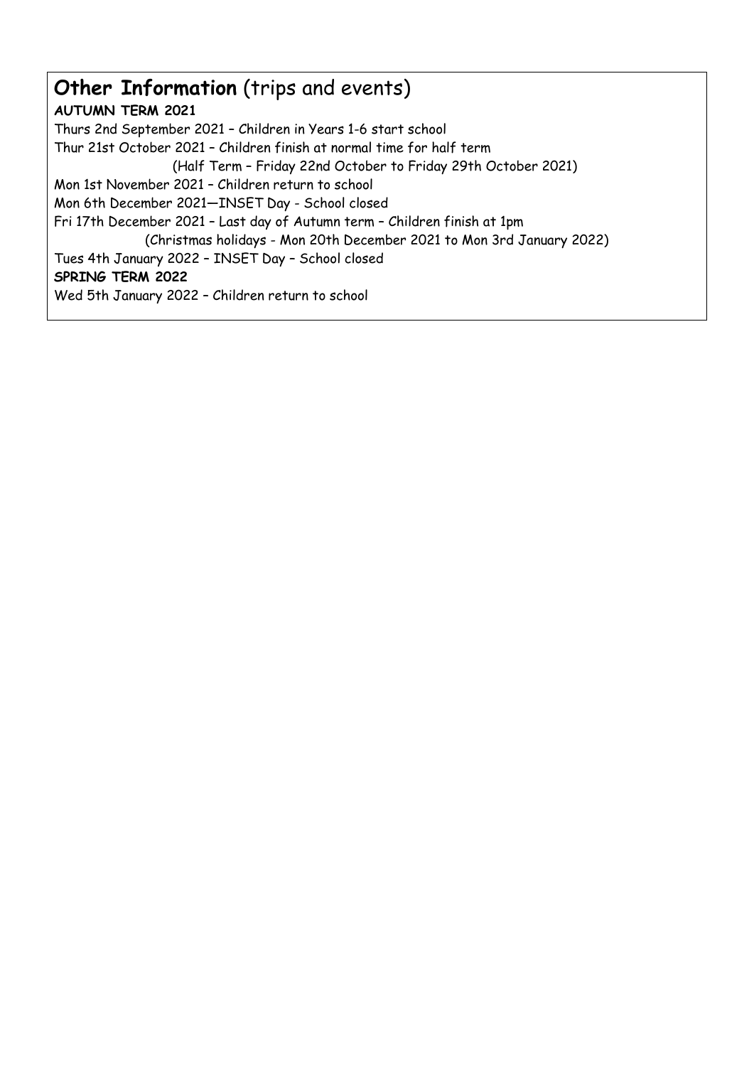## **Other Information** (trips and events)

**AUTUMN TERM 2021**

Thurs 2nd September 2021 – Children in Years 1-6 start school

Thur 21st October 2021 – Children finish at normal time for half term

(Half Term – Friday 22nd October to Friday 29th October 2021)

Mon 1st November 2021 – Children return to school

Mon 6th December 2021—INSET Day - School closed

Fri 17th December 2021 – Last day of Autumn term – Children finish at 1pm

(Christmas holidays - Mon 20th December 2021 to Mon 3rd January 2022)

Tues 4th January 2022 – INSET Day – School closed

**SPRING TERM 2022**

Wed 5th January 2022 – Children return to school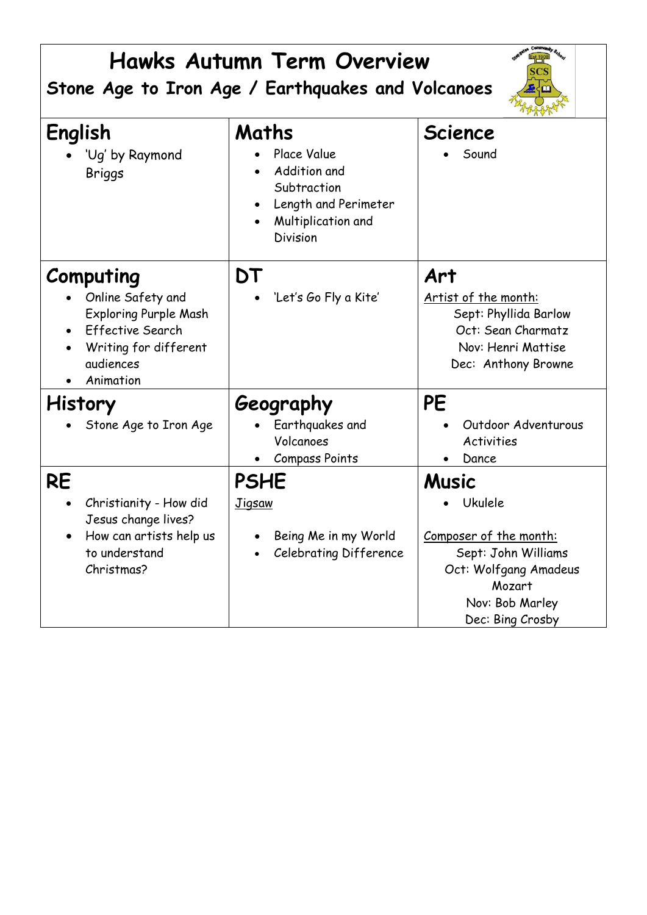# Hawks Autumn Term Overview

## Stone Age to Iron Age / Earthquakes and Volcanoes

| English | Maths | Science |
|---|---|---|
| • 'Ug' by Raymond Briggs | • Place Value<br>• Addition and Subtraction<br>• Length and Perimeter<br>• Multiplication and Division | • Sound |
| **Computing**<br>• Online Safety and Exploring Purple Mash<br>• Effective Search<br>• Writing for different audiences<br>• Animation | **DT**<br>• 'Let's Go Fly a Kite' | **Art**<br>Artist of the month:<br>Sept: Phyllida Barlow<br>Oct: Sean Charmatz<br>Nov: Henri Mattise<br>Dec: Anthony Browne |
| **History**<br>• Stone Age to Iron Age | **Geography**<br>• Earthquakes and Volcanoes<br>• Compass Points | **PE**<br>• Outdoor Adventurous Activities<br>• Dance |
| **RE**<br>• Christianity - How did Jesus change lives?<br>• How can artists help us to understand Christmas? | **PSHE**<br>Jigsaw<br>• Being Me in my World<br>• Celebrating Difference | **Music**<br>• Ukulele<br>Composer of the month:<br>Sept: John Williams<br>Oct: Wolfgang Amadeus Mozart<br>Nov: Bob Marley<br>Dec: Bing Crosby |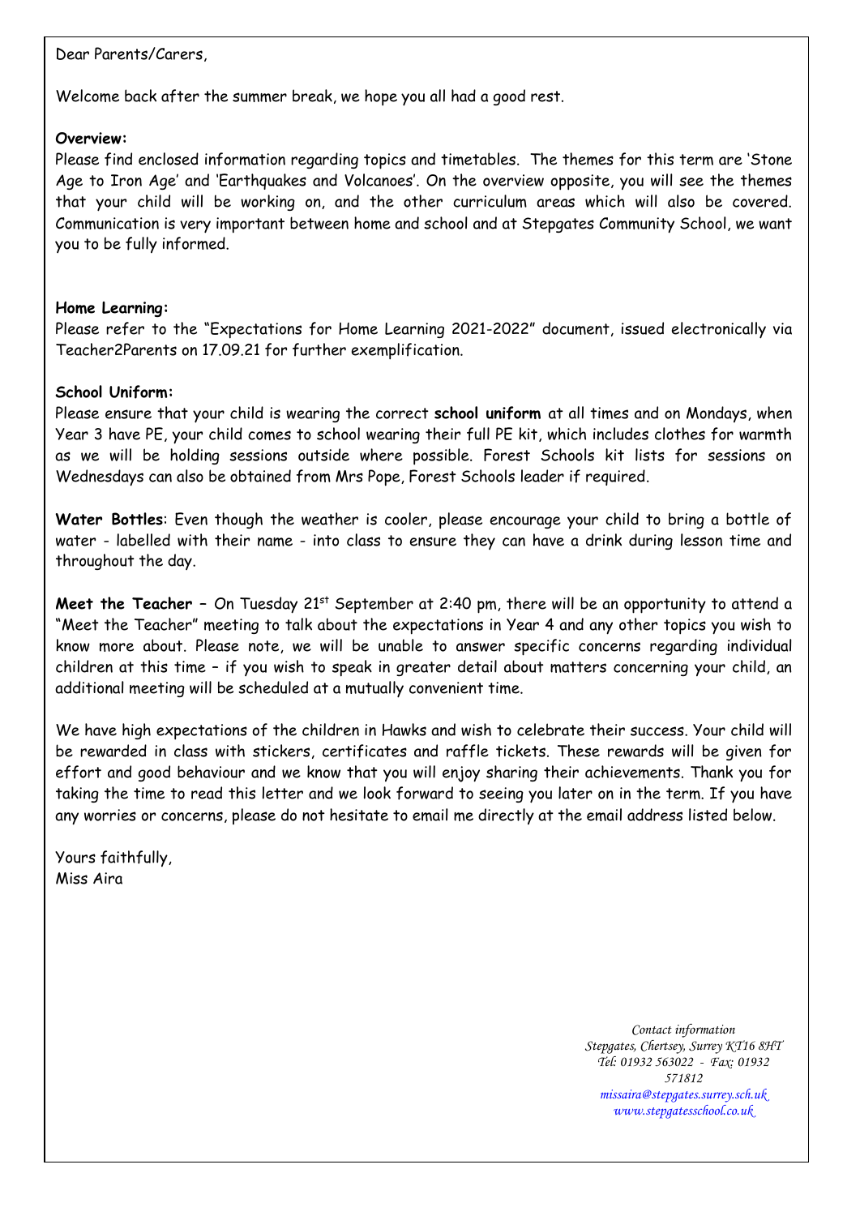Dear Parents/Carers,

Welcome back after the summer break, we hope you all had a good rest.

**Overview:**
Please find enclosed information regarding topics and timetables. The themes for this term are 'Stone Age to Iron Age' and 'Earthquakes and Volcanoes'. On the overview opposite, you will see the themes that your child will be working on, and the other curriculum areas which will also be covered. Communication is very important between home and school and at Stepgates Community School, we want you to be fully informed.

**Home Learning:**
Please refer to the "Expectations for Home Learning 2021-2022" document, issued electronically via Teacher2Parents on 17.09.21 for further exemplification.

**School Uniform:**
Please ensure that your child is wearing the correct **school uniform** at all times and on Mondays, when Year 3 have PE, your child comes to school wearing their full PE kit, which includes clothes for warmth as we will be holding sessions outside where possible. Forest Schools kit lists for sessions on Wednesdays can also be obtained from Mrs Pope, Forest Schools leader if required.

**Water Bottles**: Even though the weather is cooler, please encourage your child to bring a bottle of water - labelled with their name - into class to ensure they can have a drink during lesson time and throughout the day.

**Meet the Teacher –** On Tuesday 21st September at 2:40 pm, there will be an opportunity to attend a "Meet the Teacher" meeting to talk about the expectations in Year 4 and any other topics you wish to know more about. Please note, we will be unable to answer specific concerns regarding individual children at this time – if you wish to speak in greater detail about matters concerning your child, an additional meeting will be scheduled at a mutually convenient time.

We have high expectations of the children in Hawks and wish to celebrate their success. Your child will be rewarded in class with stickers, certificates and raffle tickets. These rewards will be given for effort and good behaviour and we know that you will enjoy sharing their achievements. Thank you for taking the time to read this letter and we look forward to seeing you later on in the term. If you have any worries or concerns, please do not hesitate to email me directly at the email address listed below.

Yours faithfully,
Miss Aira

*Contact information*
*Stepgates, Chertsey, Surrey KT16 8HT*
*Tel: 01932 563022 - Fax: 01932 571812*
*missaira@stepgates.surrey.sch.uk*
*www.stepgatesschool.co.uk*